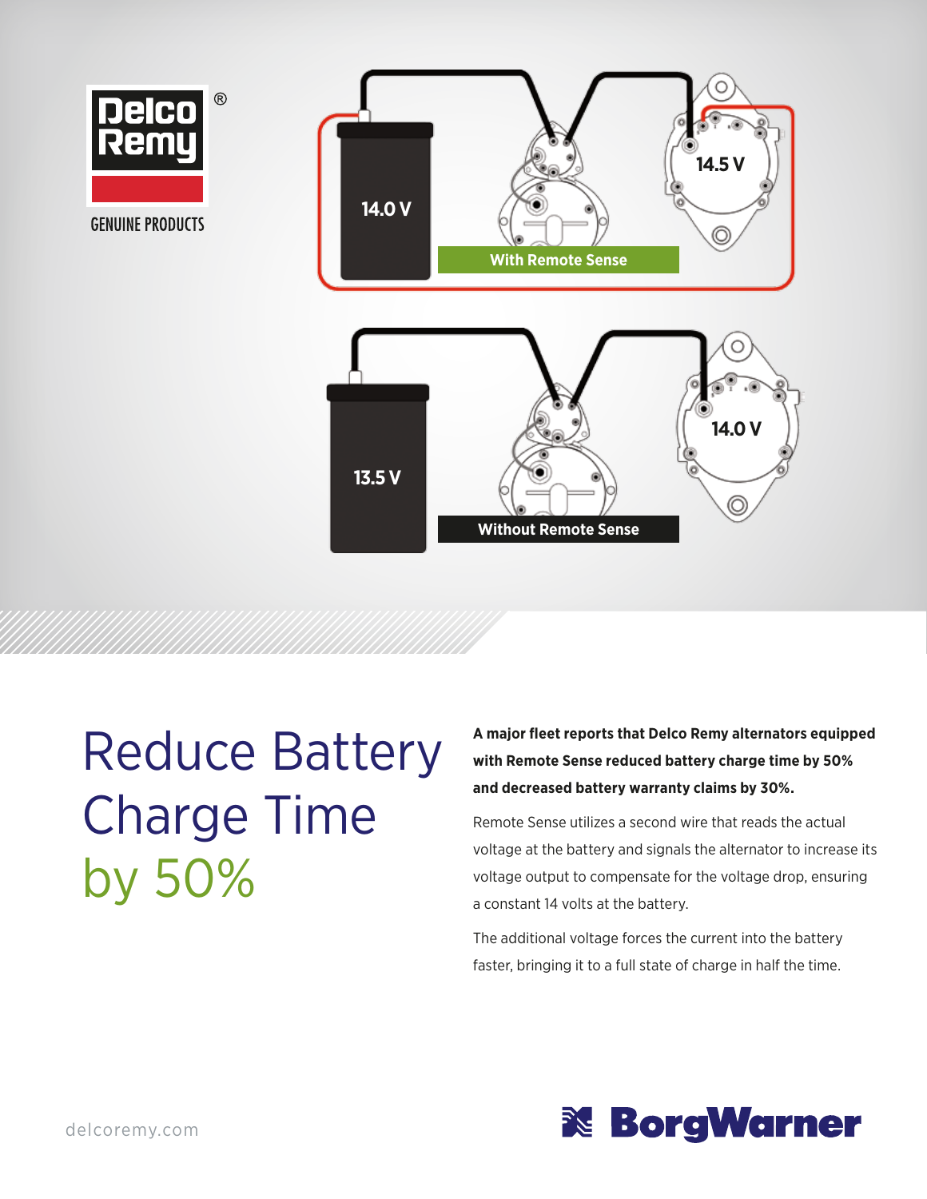Delco Remy®

GENUINE PRODUCTS

14.0 V

14.5 V

With Remote Sense

13.5 V

14.0 V

Without Remote Sense

# Reduce Battery Charge Time by 50%

**A major fleet reports that Delco Remy alternators equipped with Remote Sense reduced battery charge time by 50% and decreased battery warranty claims by 30%.**

Remote Sense utilizes a second wire that reads the actual voltage at the battery and signals the alternator to increase its voltage output to compensate for the voltage drop, ensuring a constant 14 volts at the battery.

The additional voltage forces the current into the battery faster, bringing it to a full state of charge in half the time.

delcoremy.com

BorgWarner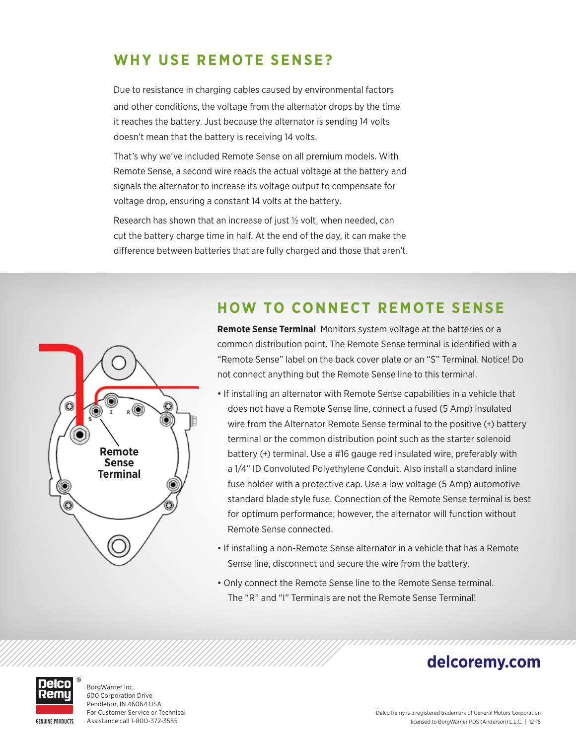## WHY USE REMOTE SENSE?

Due to resistance in charging cables caused by environmental factors and other conditions, the voltage from the alternator drops by the time it reaches the battery. Just because the alternator is sending 14 volts doesn't mean that the battery is receiving 14 volts.

That's why we've included Remote Sense on all premium models. With Remote Sense, a second wire reads the actual voltage at the battery and signals the alternator to increase its voltage output to compensate for voltage drop, ensuring a constant 14 volts at the battery.

Research has shown that an increase of just ½ volt, when needed, can cut the battery charge time in half. At the end of the day, it can make the difference between batteries that are fully charged and those that aren't.

Remote Sense Terminal

## HOW TO CONNECT REMOTE SENSE

**Remote Sense Terminal** Monitors system voltage at the batteries or a common distribution point. The Remote Sense terminal is identified with a "Remote Sense" label on the back cover plate or an "S" Terminal. Notice! Do not connect anything but the Remote Sense line to this terminal.

- If installing an alternator with Remote Sense capabilities in a vehicle that does not have a Remote Sense line, connect a fused (5 Amp) insulated wire from the Alternator Remote Sense terminal to the positive (+) battery terminal or the common distribution point such as the starter solenoid battery (+) terminal. Use a #16 gauge red insulated wire, preferably with a 1/4" ID Convoluted Polyethylene Conduit. Also install a standard inline fuse holder with a protective cap. Use a low voltage (5 Amp) automotive standard blade style fuse. Connection of the Remote Sense terminal is best for optimum performance; however, the alternator will function without Remote Sense connected.
- If installing a non-Remote Sense alternator in a vehicle that has a Remote Sense line, disconnect and secure the wire from the battery.
- Only connect the Remote Sense line to the Remote Sense terminal. The "R" and "I" Terminals are not the Remote Sense Terminal!

**delcoremy.com**

Delco Remy® GENUINE PRODUCTS

BorgWarner Inc.
600 Corporation Drive
Pendleton, IN 46064 USA
For Customer Service or Technical Assistance call 1-800-372-3555

Delco Remy is a registered trademark of General Motors Corporation licensed to BorgWarner PDS (Anderson) L.L.C. | 12-16